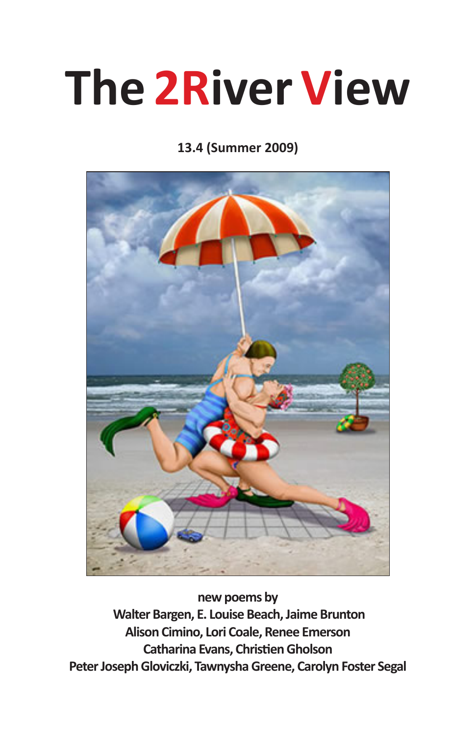# The 2River View

**13.4 (Summer 2009)**

**new poems by**
**Walter Bargen, E. Louise Beach, Jaime Brunton**
**Alison Cimino, Lori Coale, Renee Emerson**
**Catharina Evans, Christien Gholson**
**Peter Joseph Gloviczki, Tawnysha Greene, Carolyn Foster Segal**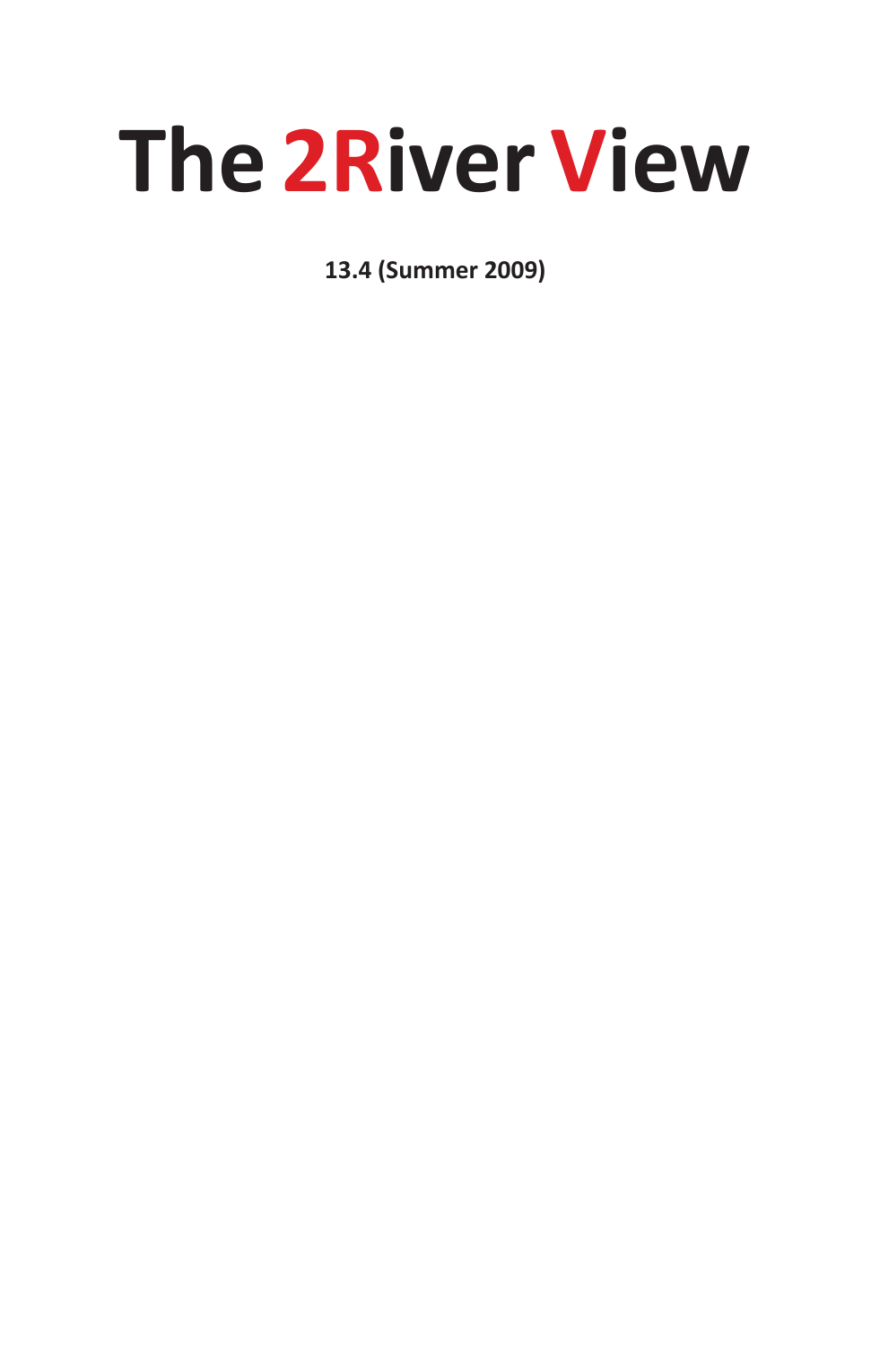# The 2River View

**13.4 (Summer 2009)**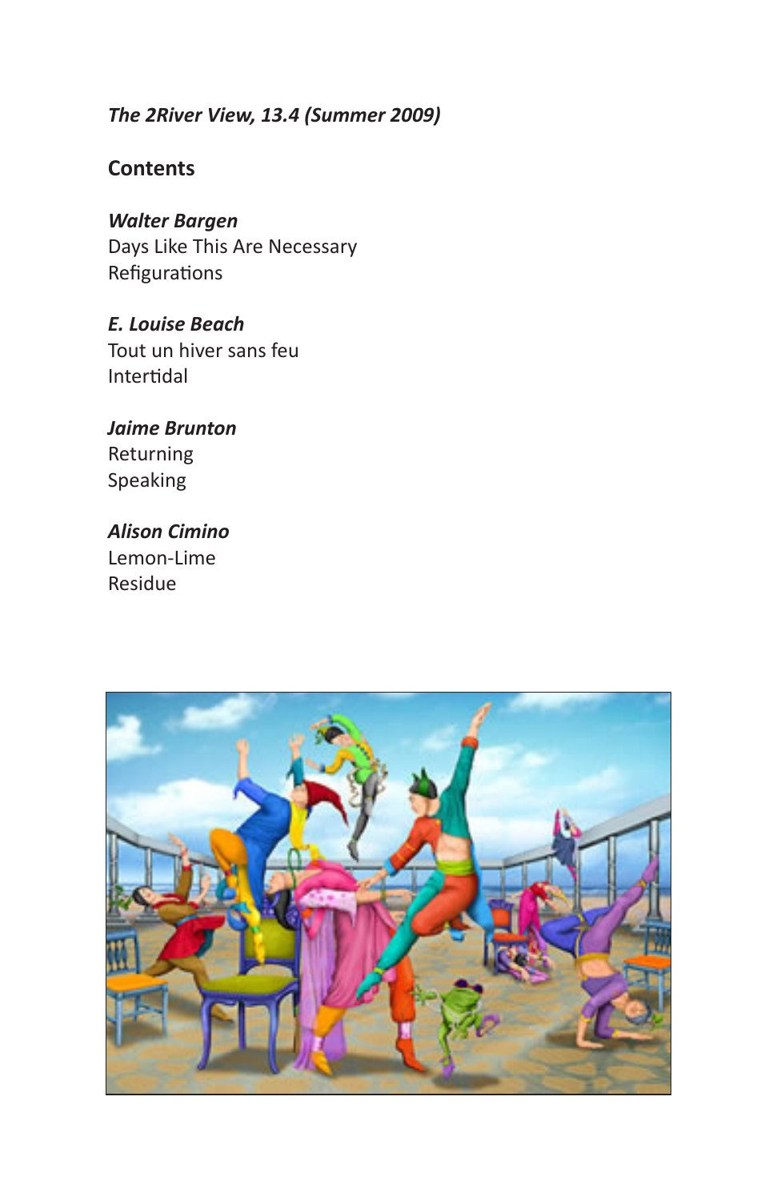*The 2River View, 13.4 (Summer 2009)*

## Contents

***Walter Bargen***
Days Like This Are Necessary
Refigurations

***E. Louise Beach***
Tout un hiver sans feu
Intertidal

***Jaime Brunton***
Returning
Speaking

***Alison Cimino***
Lemon-Lime
Residue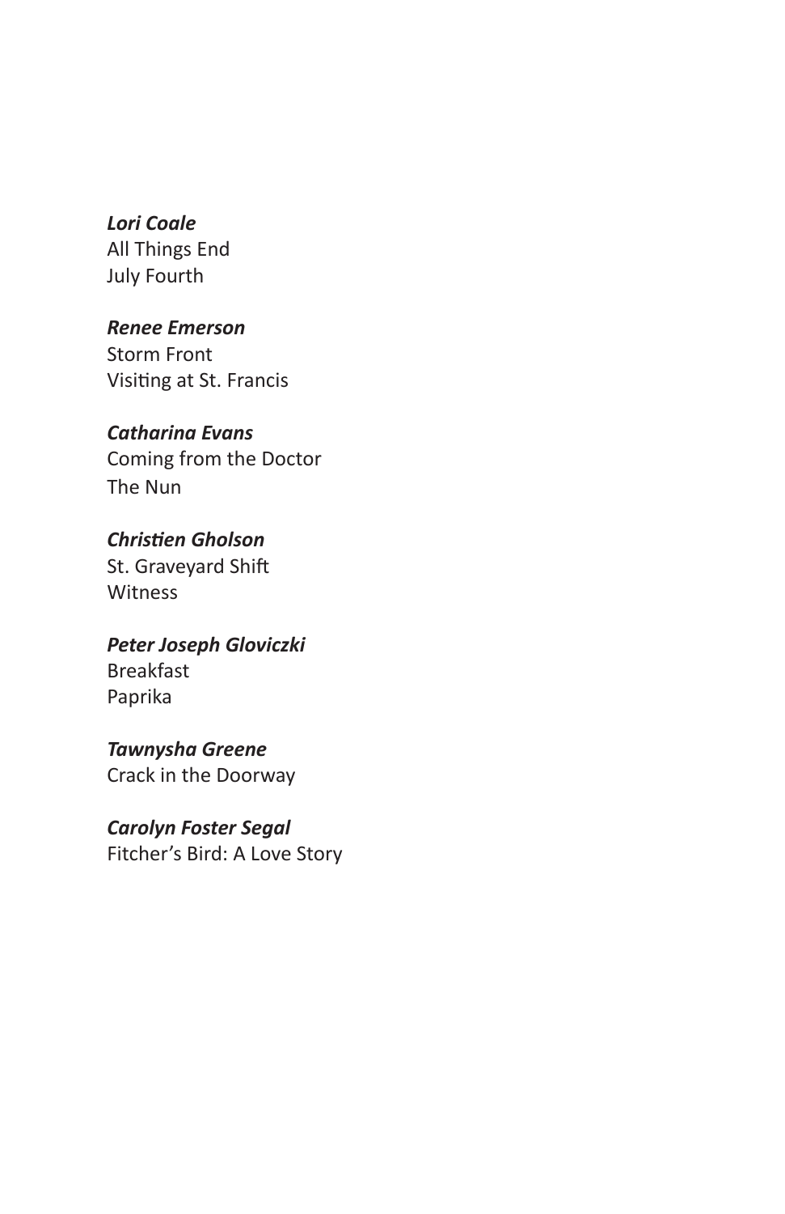***Lori Coale***
All Things End
July Fourth

***Renee Emerson***
Storm Front
Visiting at St. Francis

***Catharina Evans***
Coming from the Doctor
The Nun

***Christien Gholson***
St. Graveyard Shift
Witness

***Peter Joseph Gloviczki***
Breakfast
Paprika

***Tawnysha Greene***
Crack in the Doorway

***Carolyn Foster Segal***
Fitcher's Bird: A Love Story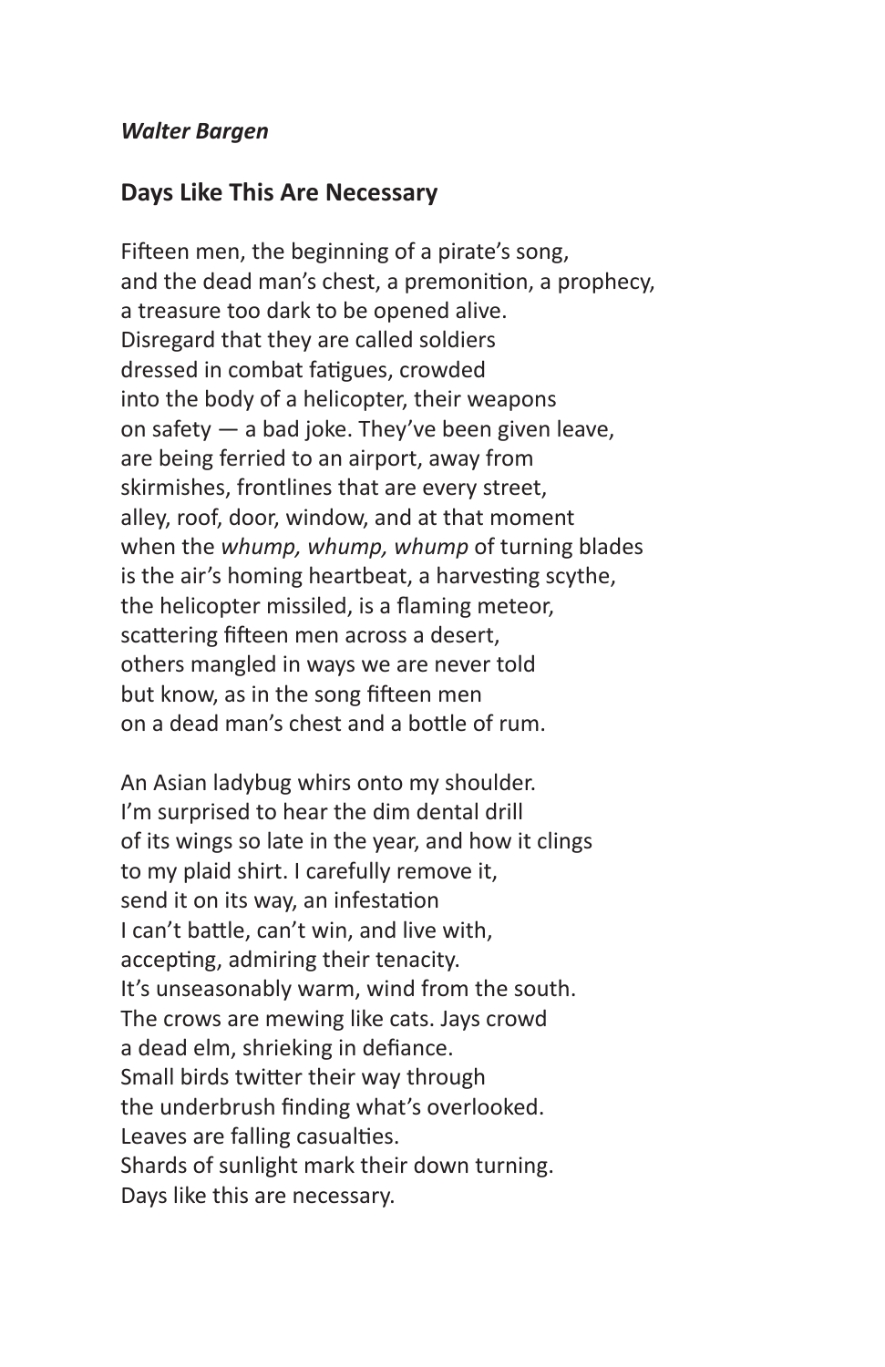***Walter Bargen***

## Days Like This Are Necessary

Fifteen men, the beginning of a pirate's song,
and the dead man's chest, a premonition, a prophecy,
a treasure too dark to be opened alive.
Disregard that they are called soldiers
dressed in combat fatigues, crowded
into the body of a helicopter, their weapons
on safety — a bad joke. They've been given leave,
are being ferried to an airport, away from
skirmishes, frontlines that are every street,
alley, roof, door, window, and at that moment
when the *whump, whump, whump* of turning blades
is the air's homing heartbeat, a harvesting scythe,
the helicopter missiled, is a flaming meteor,
scattering fifteen men across a desert,
others mangled in ways we are never told
but know, as in the song fifteen men
on a dead man's chest and a bottle of rum.

An Asian ladybug whirs onto my shoulder.
I'm surprised to hear the dim dental drill
of its wings so late in the year, and how it clings
to my plaid shirt. I carefully remove it,
send it on its way, an infestation
I can't battle, can't win, and live with,
accepting, admiring their tenacity.
It's unseasonably warm, wind from the south.
The crows are mewing like cats. Jays crowd
a dead elm, shrieking in defiance.
Small birds twitter their way through
the underbrush finding what's overlooked.
Leaves are falling casualties.
Shards of sunlight mark their down turning.
Days like this are necessary.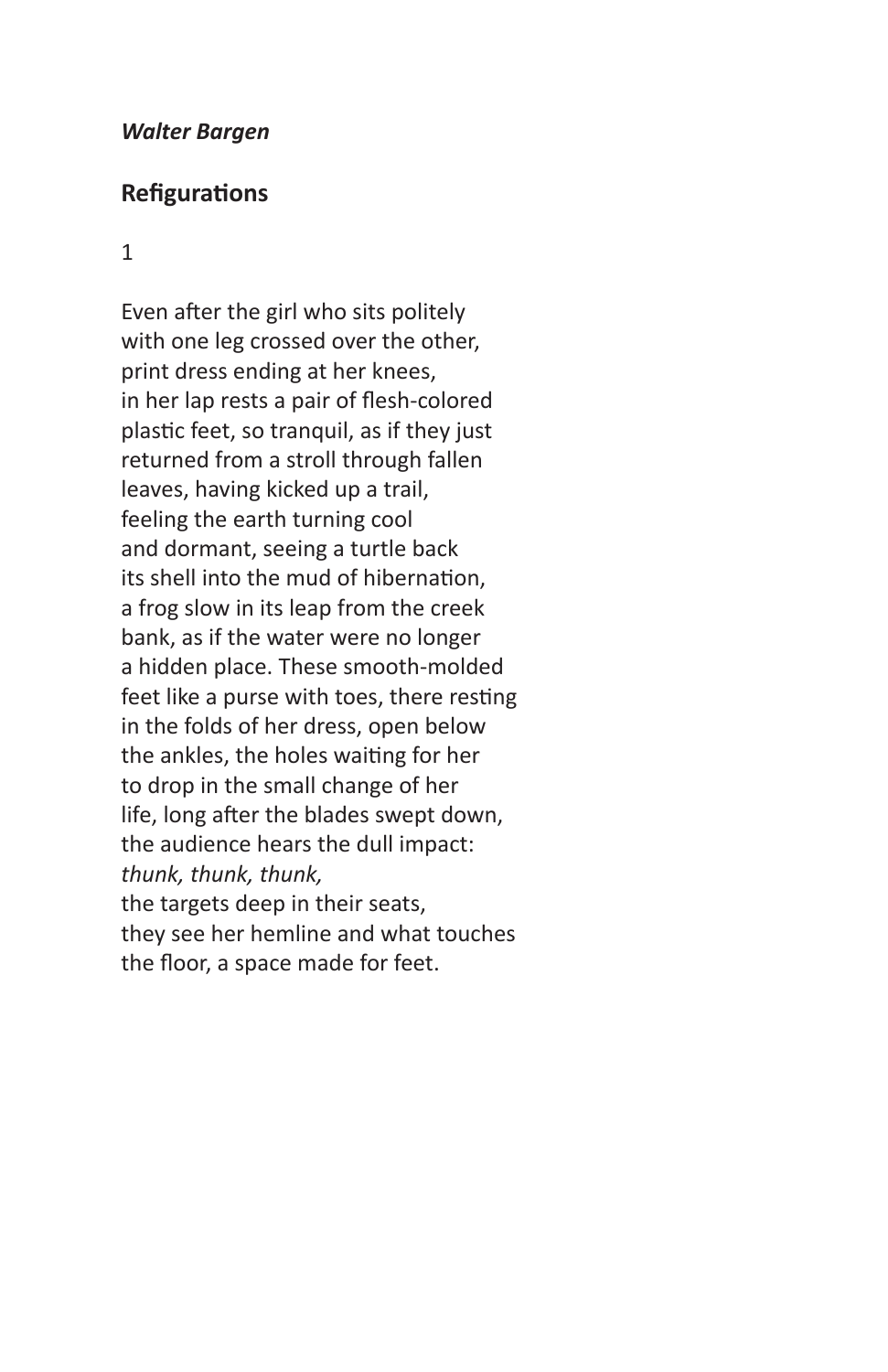***Walter Bargen***

## Refigurations

1

Even after the girl who sits politely
with one leg crossed over the other,
print dress ending at her knees,
in her lap rests a pair of flesh-colored
plastic feet, so tranquil, as if they just
returned from a stroll through fallen
leaves, having kicked up a trail,
feeling the earth turning cool
and dormant, seeing a turtle back
its shell into the mud of hibernation,
a frog slow in its leap from the creek
bank, as if the water were no longer
a hidden place. These smooth-molded
feet like a purse with toes, there resting
in the folds of her dress, open below
the ankles, the holes waiting for her
to drop in the small change of her
life, long after the blades swept down,
the audience hears the dull impact:
*thunk, thunk, thunk,*
the targets deep in their seats,
they see her hemline and what touches
the floor, a space made for feet.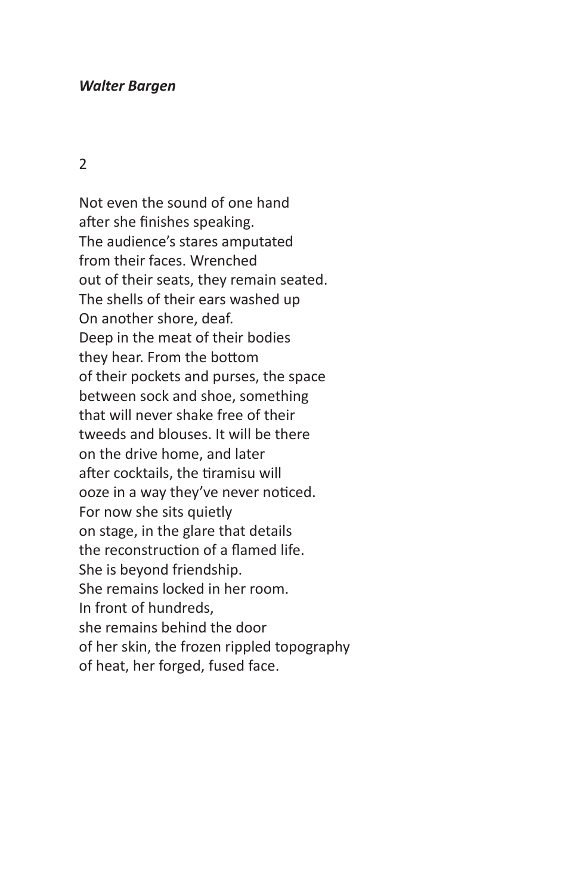2

Not even the sound of one hand
after she finishes speaking.
The audience's stares amputated
from their faces. Wrenched
out of their seats, they remain seated.
The shells of their ears washed up
On another shore, deaf.
Deep in the meat of their bodies
they hear. From the bottom
of their pockets and purses, the space
between sock and shoe, something
that will never shake free of their
tweeds and blouses. It will be there
on the drive home, and later
after cocktails, the tiramisu will
ooze in a way they've never noticed.
For now she sits quietly
on stage, in the glare that details
the reconstruction of a flamed life.
She is beyond friendship.
She remains locked in her room.
In front of hundreds,
she remains behind the door
of her skin, the frozen rippled topography
of heat, her forged, fused face.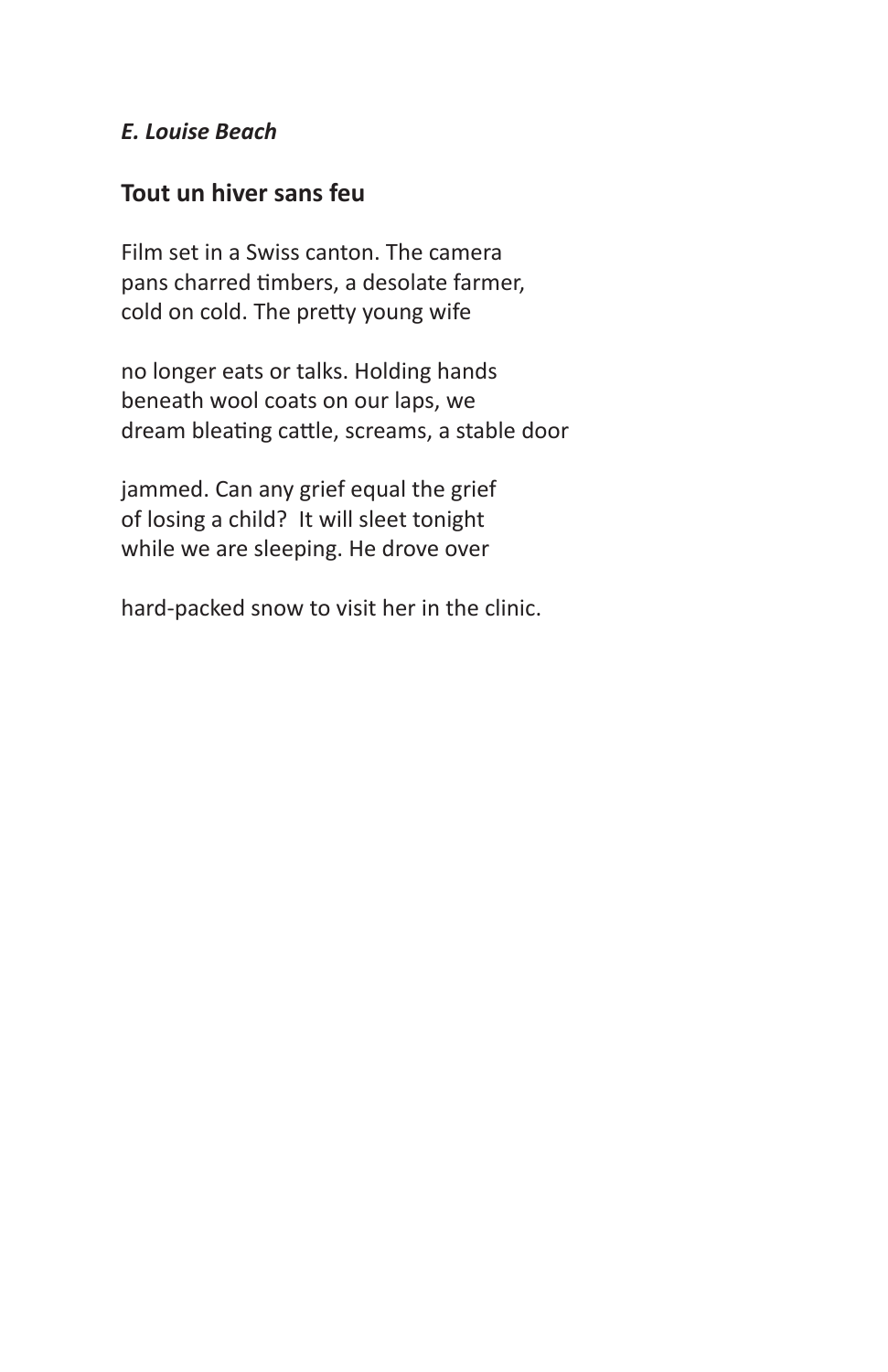*E. Louise Beach*

## Tout un hiver sans feu

Film set in a Swiss canton. The camera  
pans charred timbers, a desolate farmer,  
cold on cold. The pretty young wife

no longer eats or talks. Holding hands  
beneath wool coats on our laps, we  
dream bleating cattle, screams, a stable door

jammed. Can any grief equal the grief  
of losing a child?  It will sleet tonight  
while we are sleeping. He drove over

hard-packed snow to visit her in the clinic.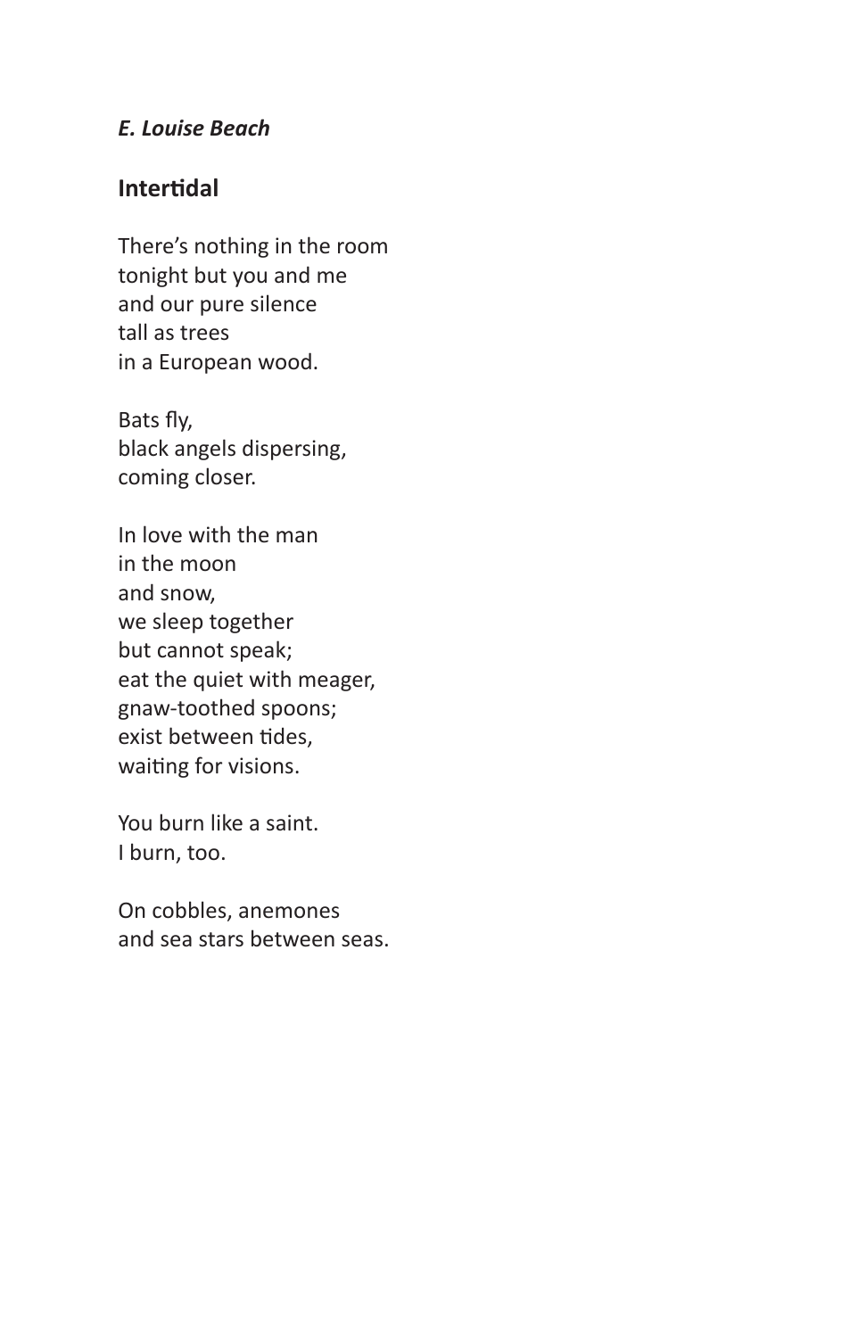*E. Louise Beach*

## Intertidal

There's nothing in the room  
tonight but you and me  
and our pure silence  
tall as trees  
in a European wood.

Bats fly,  
black angels dispersing,  
coming closer.

In love with the man  
in the moon  
and snow,  
we sleep together  
but cannot speak;  
eat the quiet with meager,  
gnaw-toothed spoons;  
exist between tides,  
waiting for visions.

You burn like a saint.  
I burn, too.

On cobbles, anemones  
and sea stars between seas.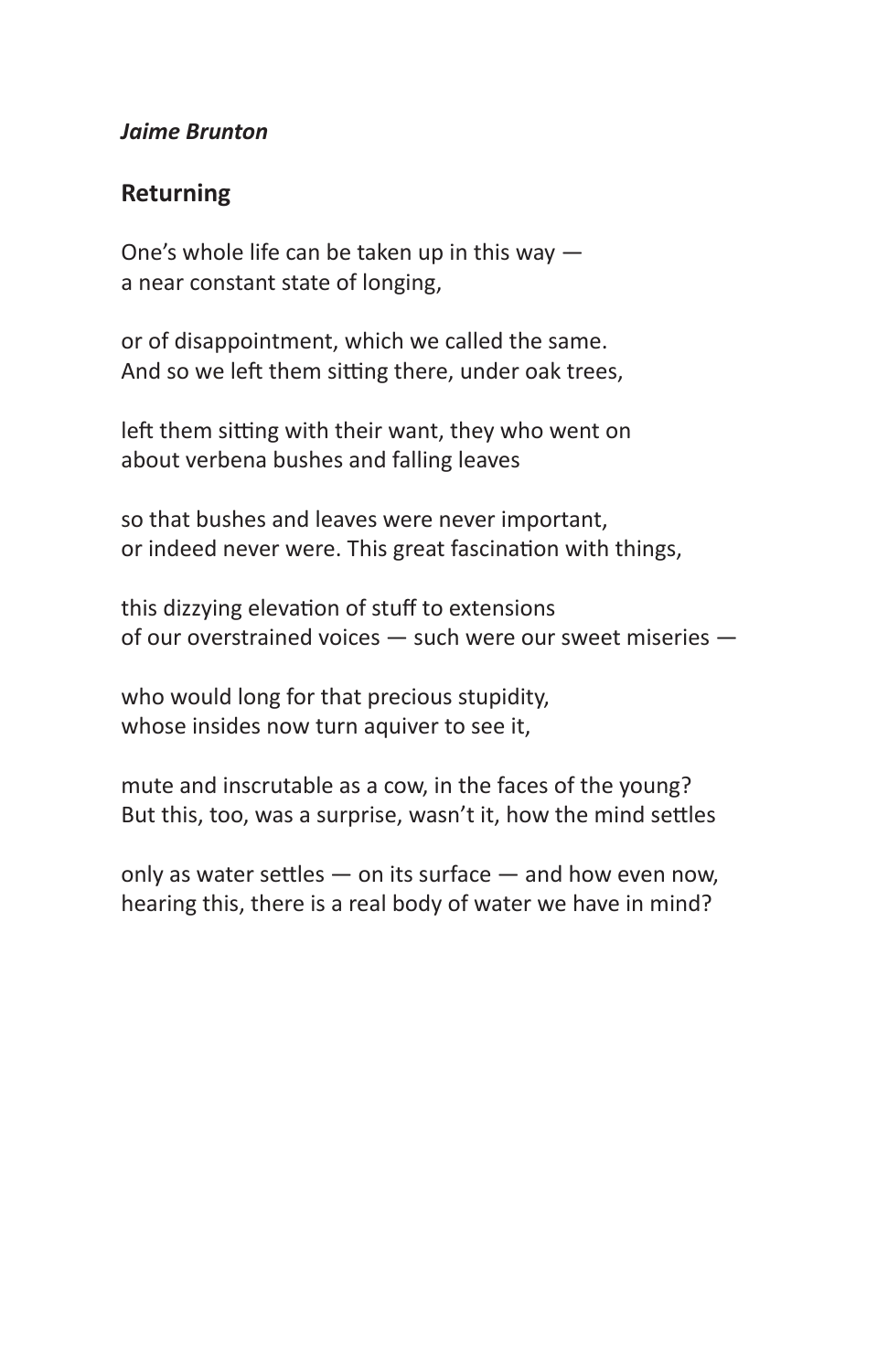***Jaime Brunton***

## Returning

One's whole life can be taken up in this way —
a near constant state of longing,

or of disappointment, which we called the same.
And so we left them sitting there, under oak trees,

left them sitting with their want, they who went on
about verbena bushes and falling leaves

so that bushes and leaves were never important,
or indeed never were. This great fascination with things,

this dizzying elevation of stuff to extensions
of our overstrained voices — such were our sweet miseries —

who would long for that precious stupidity,
whose insides now turn aquiver to see it,

mute and inscrutable as a cow, in the faces of the young?
But this, too, was a surprise, wasn't it, how the mind settles

only as water settles — on its surface — and how even now,
hearing this, there is a real body of water we have in mind?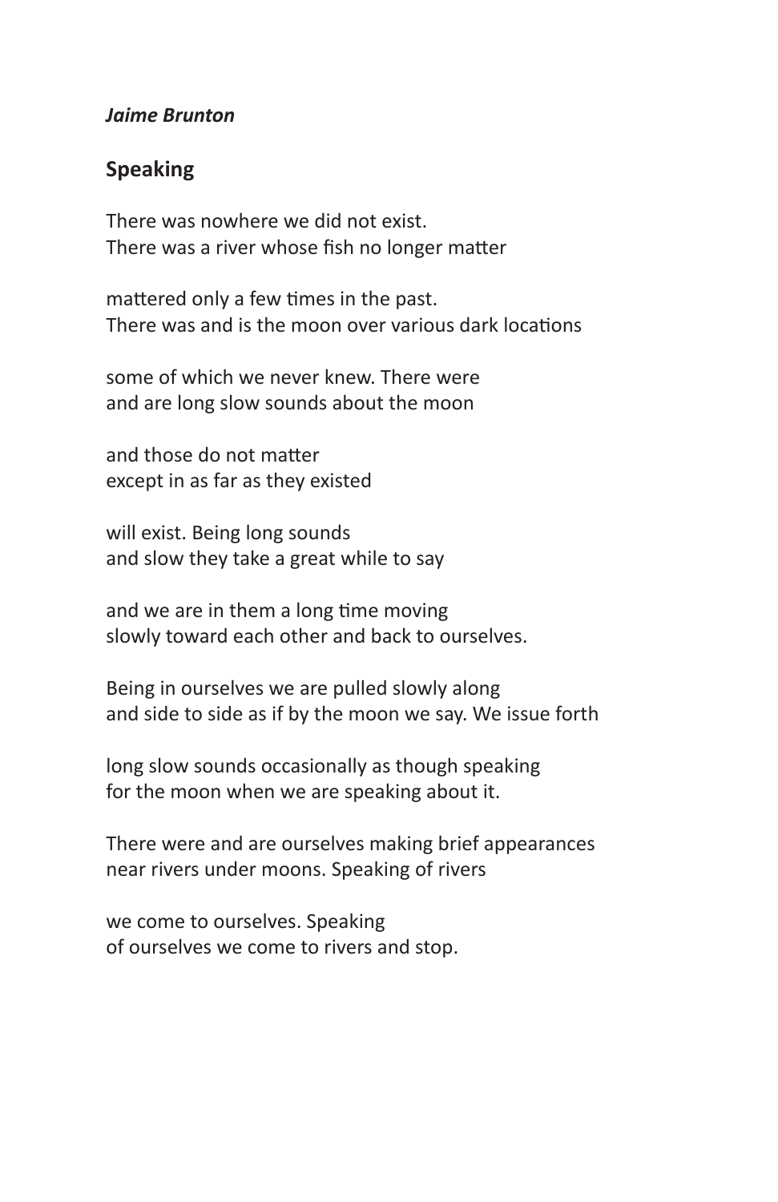***Jaime Brunton***

## Speaking

There was nowhere we did not exist.
There was a river whose fish no longer matter

mattered only a few times in the past.
There was and is the moon over various dark locations

some of which we never knew. There were
and are long slow sounds about the moon

and those do not matter
except in as far as they existed

will exist. Being long sounds
and slow they take a great while to say

and we are in them a long time moving
slowly toward each other and back to ourselves.

Being in ourselves we are pulled slowly along
and side to side as if by the moon we say. We issue forth

long slow sounds occasionally as though speaking
for the moon when we are speaking about it.

There were and are ourselves making brief appearances
near rivers under moons. Speaking of rivers

we come to ourselves. Speaking
of ourselves we come to rivers and stop.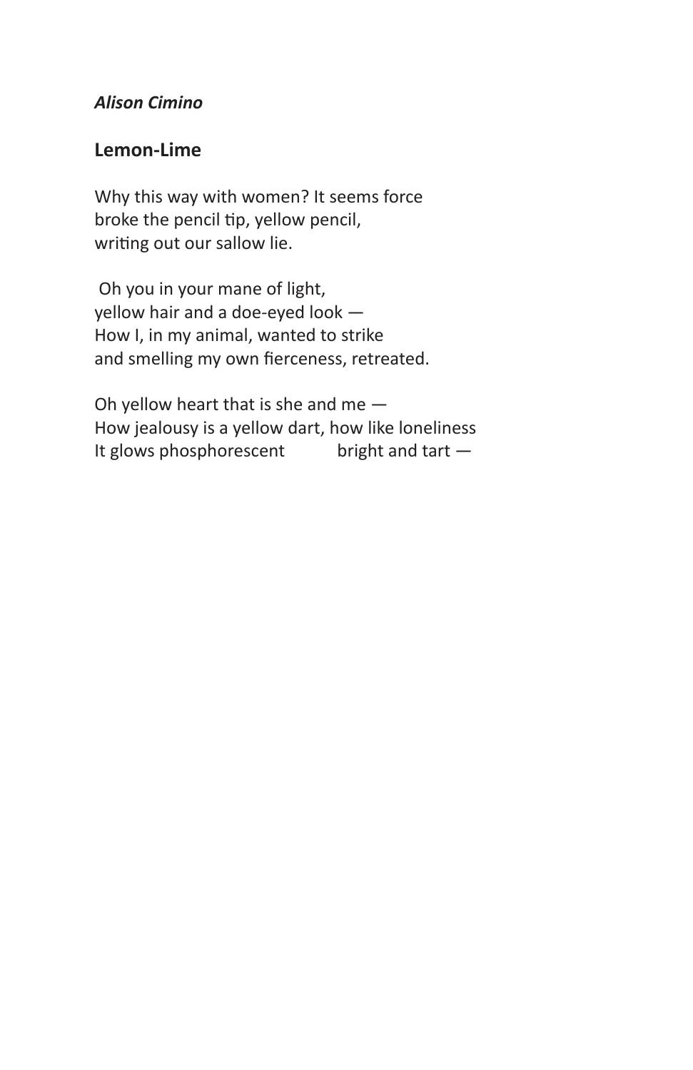*Alison Cimino*

## Lemon-Lime

Why this way with women? It seems force
broke the pencil tip, yellow pencil,
writing out our sallow lie.

Oh you in your mane of light,
yellow hair and a doe-eyed look —
How I, in my animal, wanted to strike
and smelling my own fierceness, retreated.

Oh yellow heart that is she and me —
How jealousy is a yellow dart, how like loneliness
It glows phosphorescent      bright and tart —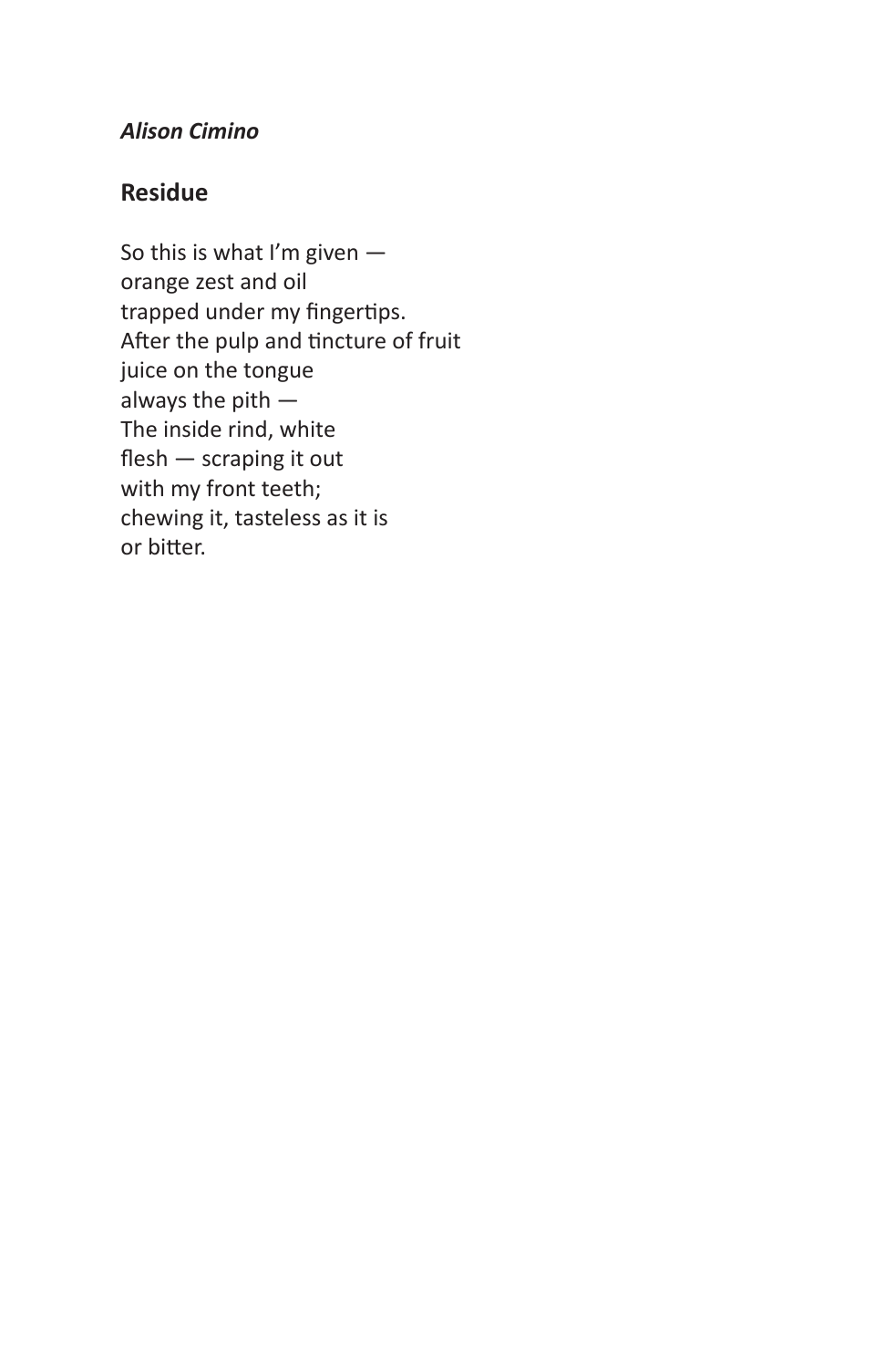*Alison Cimino*

## Residue

So this is what I'm given —  
orange zest and oil  
trapped under my fingertips.  
After the pulp and tincture of fruit  
juice on the tongue  
always the pith —  
The inside rind, white  
flesh — scraping it out  
with my front teeth;  
chewing it, tasteless as it is  
or bitter.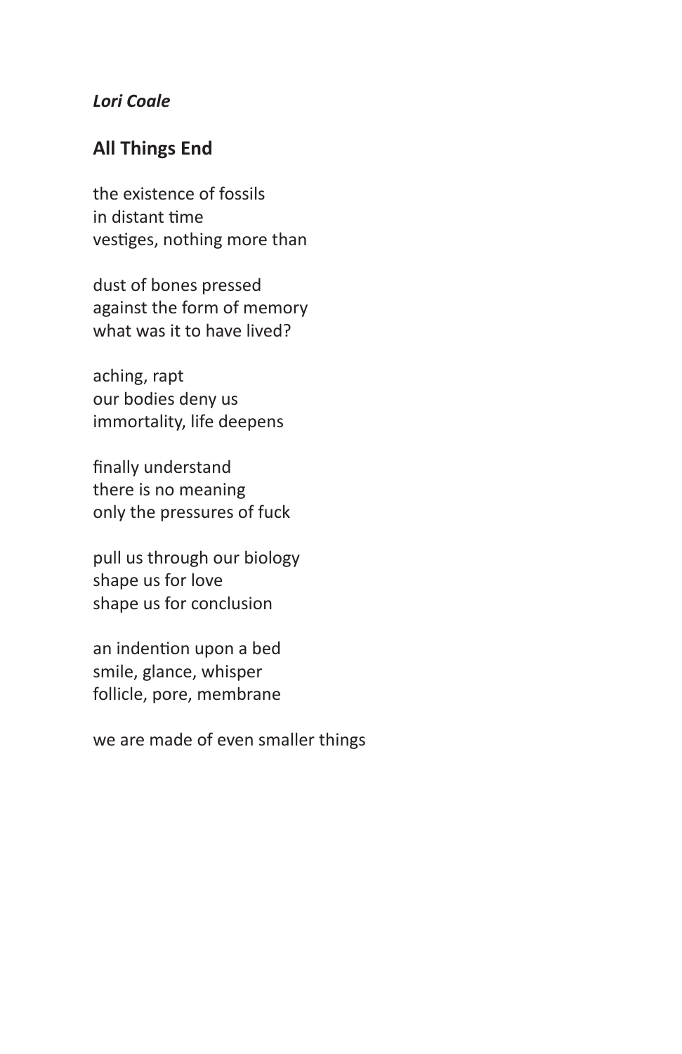*Lori Coale*

## All Things End

the existence of fossils
in distant time
vestiges, nothing more than

dust of bones pressed
against the form of memory
what was it to have lived?

aching, rapt
our bodies deny us
immortality, life deepens

finally understand
there is no meaning
only the pressures of fuck

pull us through our biology
shape us for love
shape us for conclusion

an indention upon a bed
smile, glance, whisper
follicle, pore, membrane

we are made of even smaller things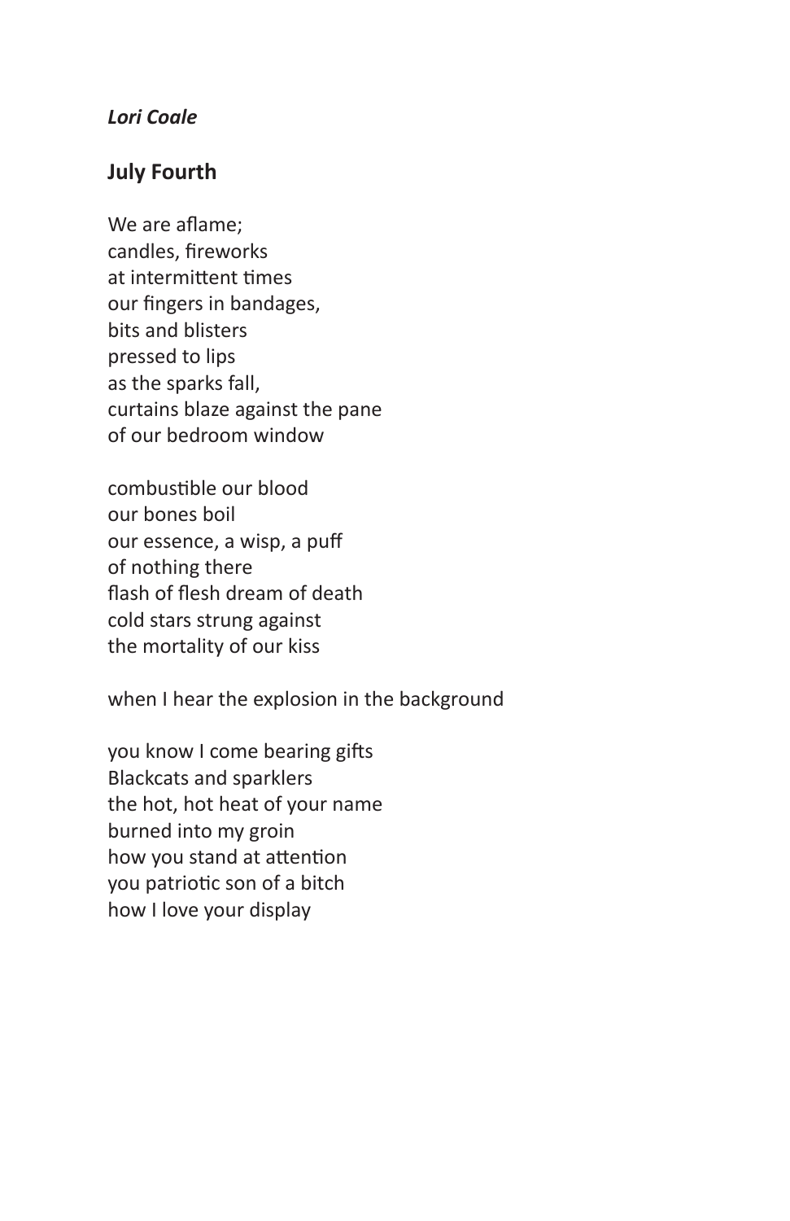*Lori Coale*

## July Fourth

We are aflame;  
candles, fireworks  
at intermittent times  
our fingers in bandages,  
bits and blisters  
pressed to lips  
as the sparks fall,  
curtains blaze against the pane  
of our bedroom window

combustible our blood  
our bones boil  
our essence, a wisp, a puff  
of nothing there  
flash of flesh dream of death  
cold stars strung against  
the mortality of our kiss

when I hear the explosion in the background

you know I come bearing gifts  
Blackcats and sparklers  
the hot, hot heat of your name  
burned into my groin  
how you stand at attention  
you patriotic son of a bitch  
how I love your display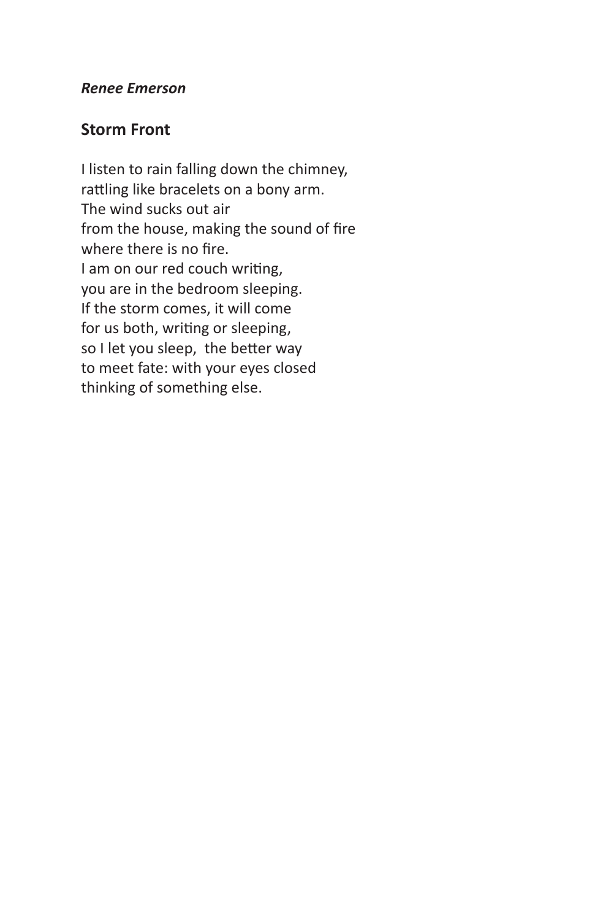*Renee Emerson*

## Storm Front

I listen to rain falling down the chimney,  
rattling like bracelets on a bony arm.  
The wind sucks out air  
from the house, making the sound of fire  
where there is no fire.  
I am on our red couch writing,  
you are in the bedroom sleeping.  
If the storm comes, it will come  
for us both, writing or sleeping,  
so I let you sleep,  the better way  
to meet fate: with your eyes closed  
thinking of something else.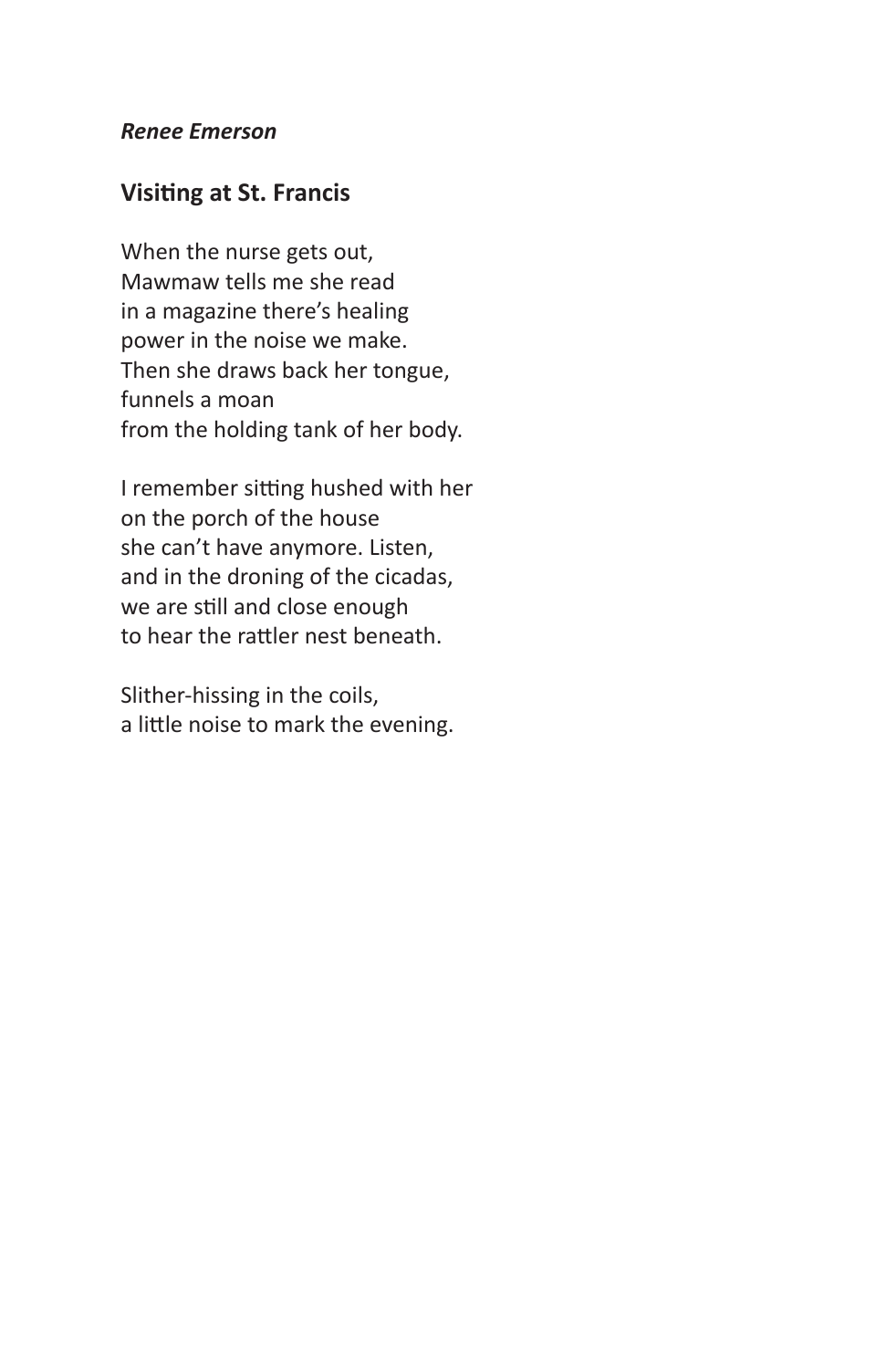*Renee Emerson*

## Visiting at St. Francis

When the nurse gets out,  
Mawmaw tells me she read  
in a magazine there's healing  
power in the noise we make.  
Then she draws back her tongue,  
funnels a moan  
from the holding tank of her body.

I remember sitting hushed with her  
on the porch of the house  
she can't have anymore. Listen,  
and in the droning of the cicadas,  
we are still and close enough  
to hear the rattler nest beneath.

Slither-hissing in the coils,  
a little noise to mark the evening.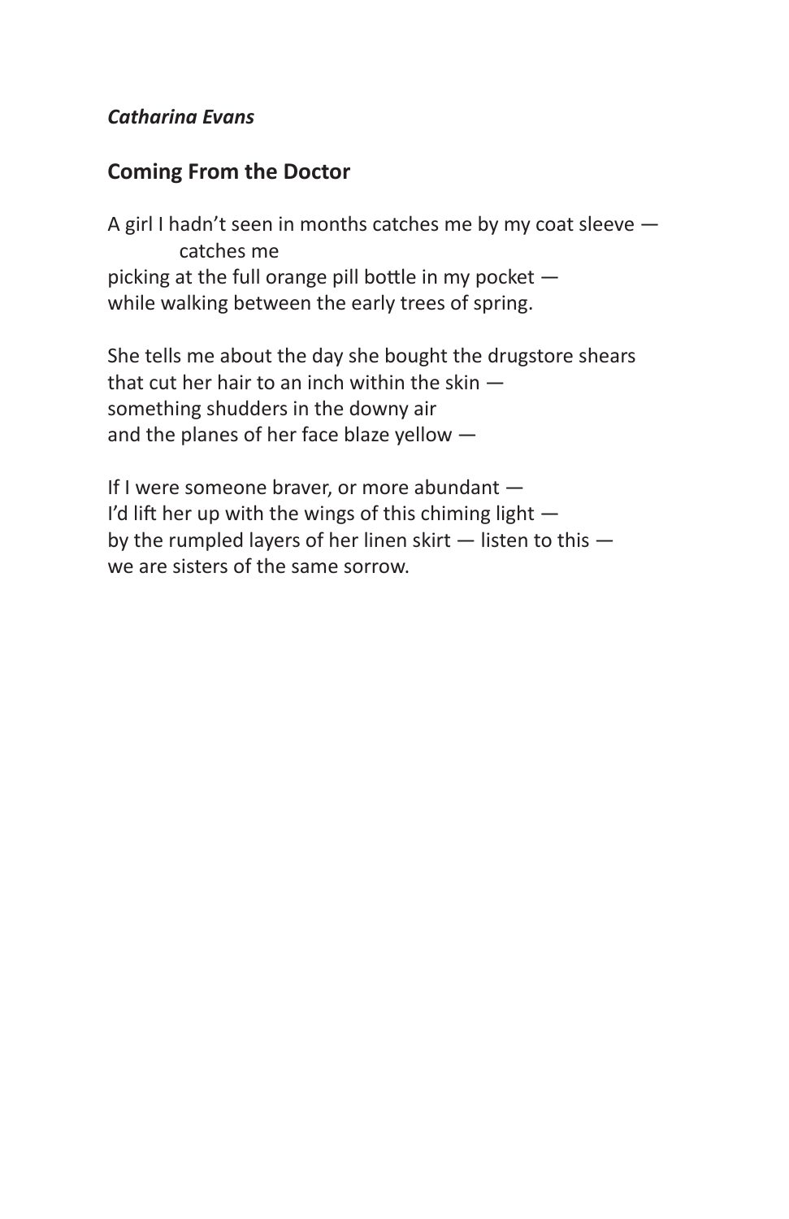*Catharina Evans*

## Coming From the Doctor

A girl I hadn't seen in months catches me by my coat sleeve —  
&nbsp;&nbsp;&nbsp;&nbsp;&nbsp;&nbsp;&nbsp;&nbsp;&nbsp;&nbsp;catches me  
picking at the full orange pill bottle in my pocket —  
while walking between the early trees of spring.

She tells me about the day she bought the drugstore shears  
that cut her hair to an inch within the skin —  
something shudders in the downy air  
and the planes of her face blaze yellow —

If I were someone braver, or more abundant —  
I'd lift her up with the wings of this chiming light —  
by the rumpled layers of her linen skirt — listen to this —  
we are sisters of the same sorrow.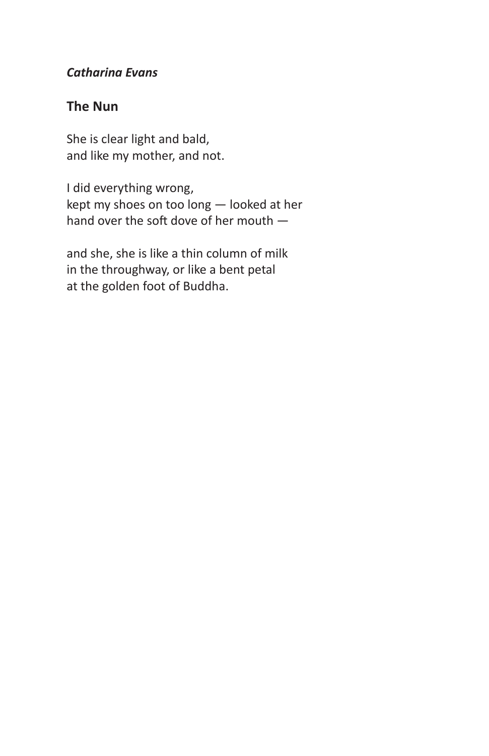*Catharina Evans*

## The Nun

She is clear light and bald,  
and like my mother, and not.

I did everything wrong,  
kept my shoes on too long — looked at her  
hand over the soft dove of her mouth —

and she, she is like a thin column of milk  
in the throughway, or like a bent petal  
at the golden foot of Buddha.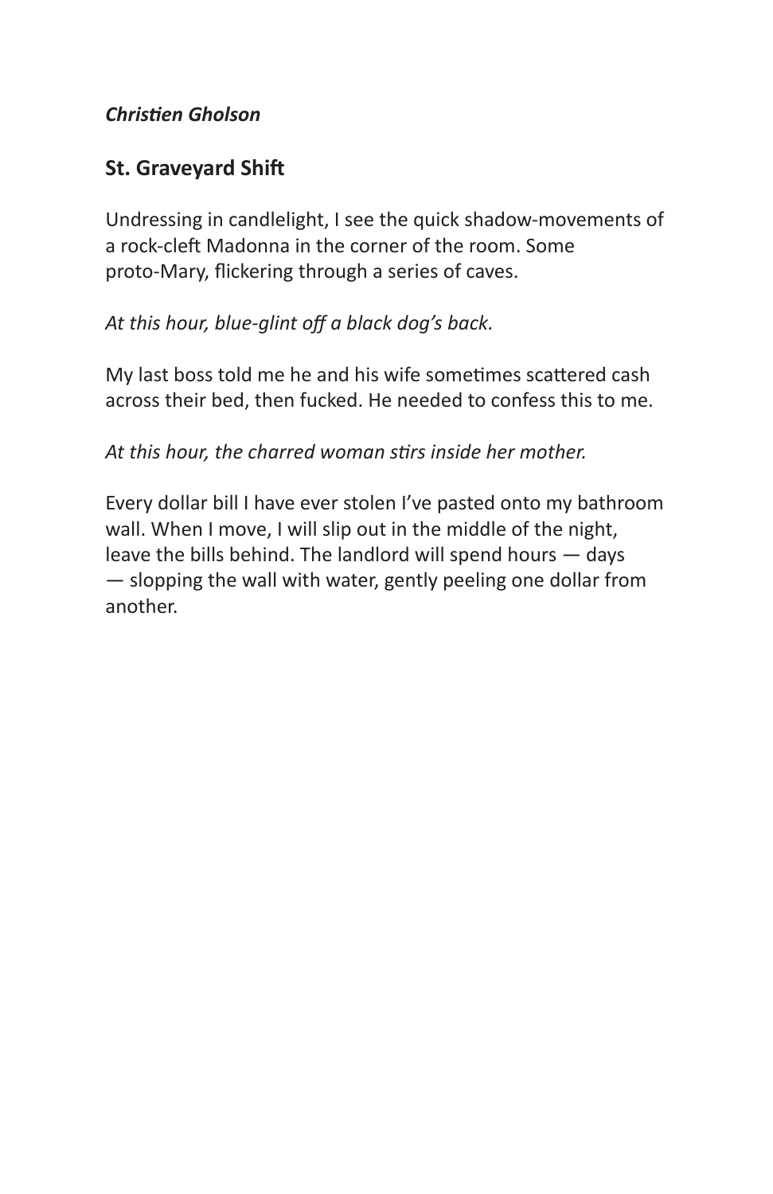*Christien Gholson*

## St. Graveyard Shift

Undressing in candlelight, I see the quick shadow-movements of a rock-cleft Madonna in the corner of the room. Some proto-Mary, flickering through a series of caves.

*At this hour, blue-glint off a black dog's back.*

My last boss told me he and his wife sometimes scattered cash across their bed, then fucked. He needed to confess this to me.

*At this hour, the charred woman stirs inside her mother.*

Every dollar bill I have ever stolen I've pasted onto my bathroom wall. When I move, I will slip out in the middle of the night, leave the bills behind. The landlord will spend hours — days — slopping the wall with water, gently peeling one dollar from another.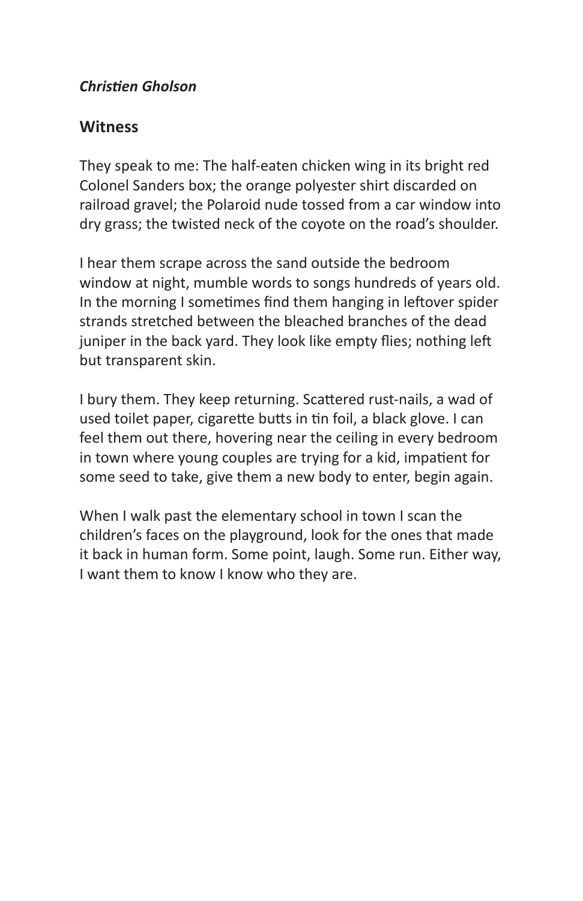*Christien Gholson*

## Witness

They speak to me: The half-eaten chicken wing in its bright red Colonel Sanders box; the orange polyester shirt discarded on railroad gravel; the Polaroid nude tossed from a car window into dry grass; the twisted neck of the coyote on the road's shoulder.

I hear them scrape across the sand outside the bedroom window at night, mumble words to songs hundreds of years old. In the morning I sometimes find them hanging in leftover spider strands stretched between the bleached branches of the dead juniper in the back yard. They look like empty flies; nothing left but transparent skin.

I bury them. They keep returning. Scattered rust-nails, a wad of used toilet paper, cigarette butts in tin foil, a black glove. I can feel them out there, hovering near the ceiling in every bedroom in town where young couples are trying for a kid, impatient for some seed to take, give them a new body to enter, begin again.

When I walk past the elementary school in town I scan the children's faces on the playground, look for the ones that made it back in human form. Some point, laugh. Some run. Either way, I want them to know I know who they are.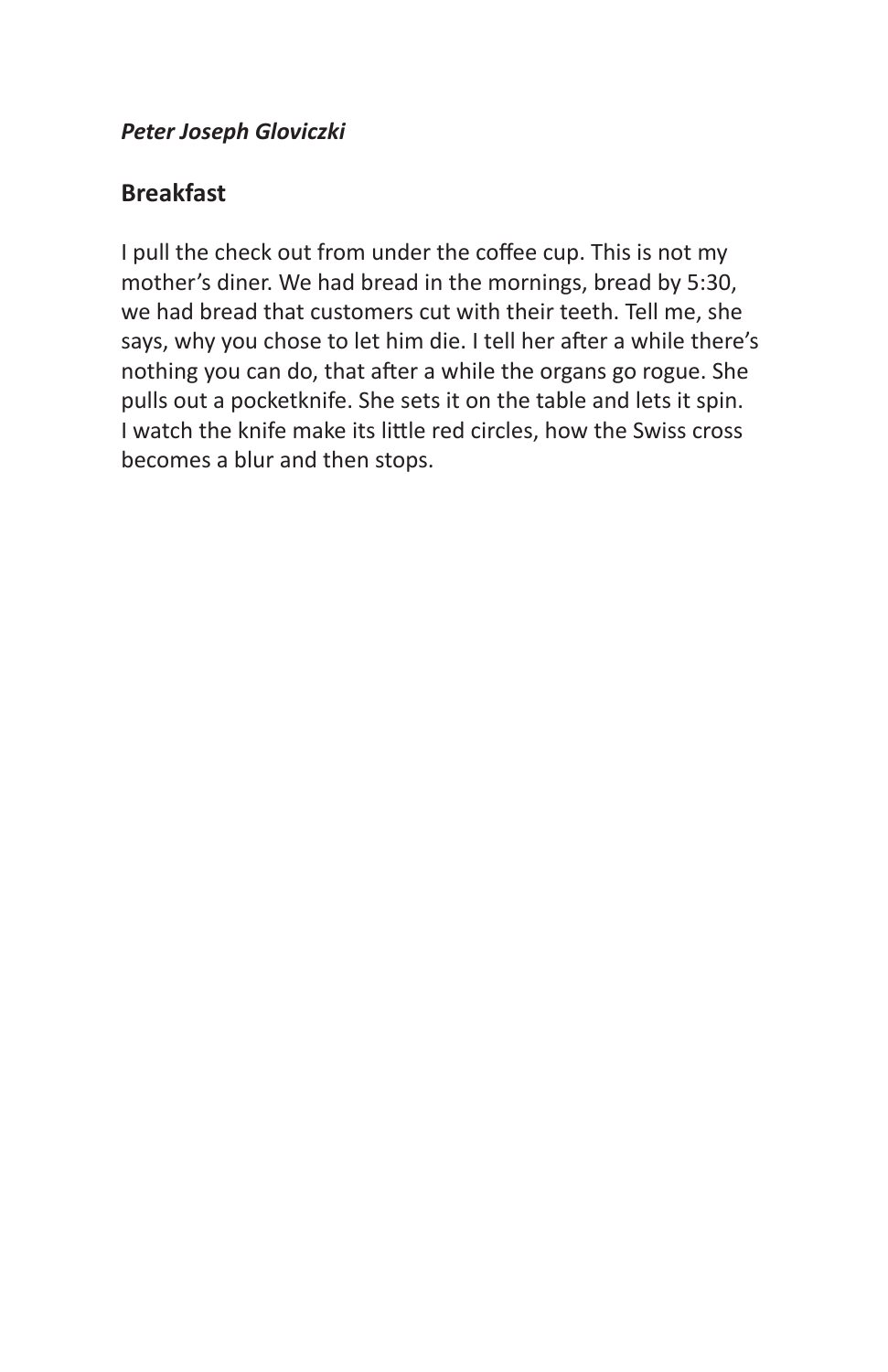*Peter Joseph Gloviczki*

## Breakfast

I pull the check out from under the coffee cup. This is not my mother's diner. We had bread in the mornings, bread by 5:30, we had bread that customers cut with their teeth. Tell me, she says, why you chose to let him die. I tell her after a while there's nothing you can do, that after a while the organs go rogue. She pulls out a pocketknife. She sets it on the table and lets it spin. I watch the knife make its little red circles, how the Swiss cross becomes a blur and then stops.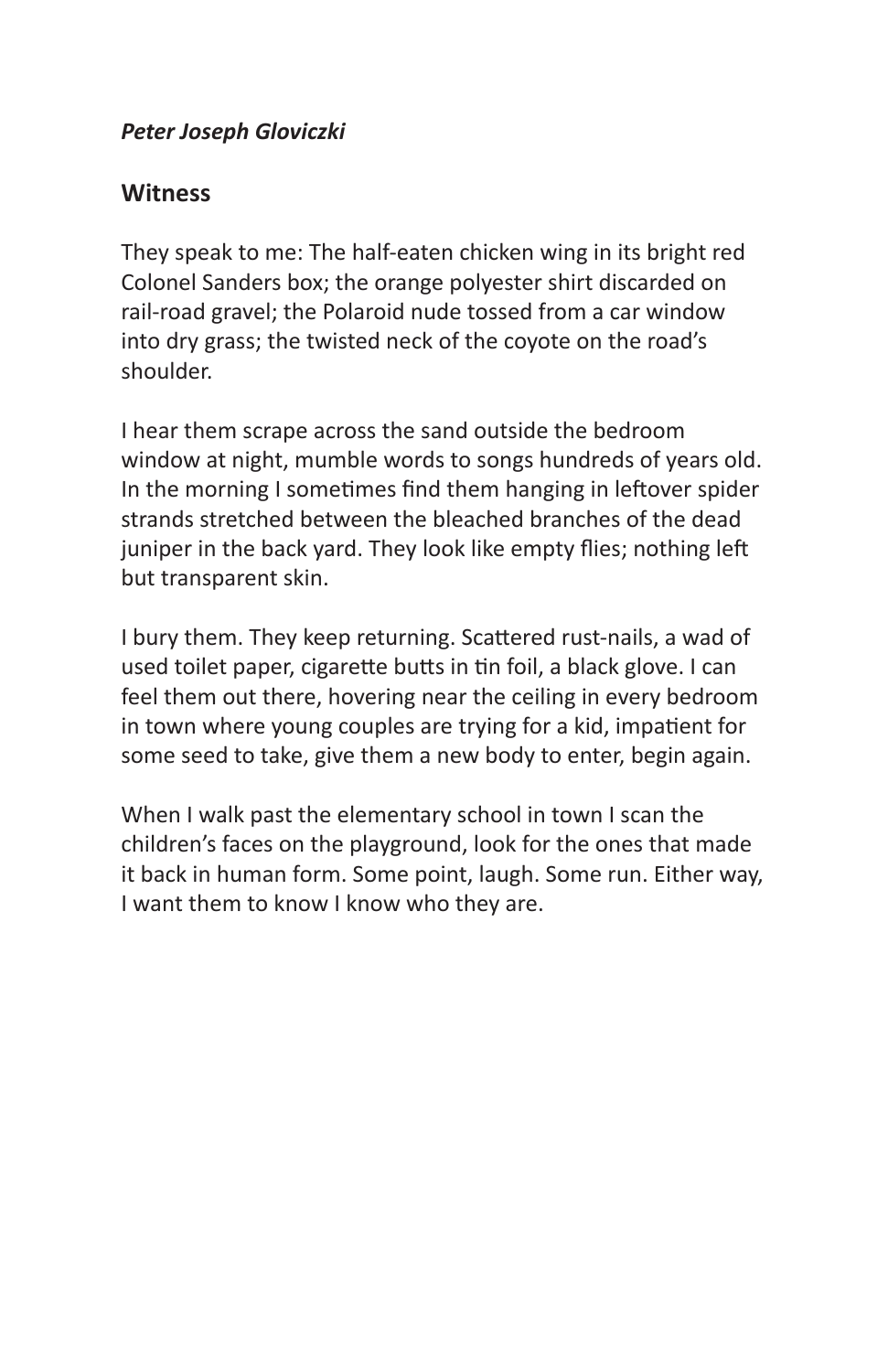***Peter Joseph Gloviczki***

## Witness

They speak to me: The half-eaten chicken wing in its bright red Colonel Sanders box; the orange polyester shirt discarded on rail-road gravel; the Polaroid nude tossed from a car window into dry grass; the twisted neck of the coyote on the road's shoulder.

I hear them scrape across the sand outside the bedroom window at night, mumble words to songs hundreds of years old. In the morning I sometimes find them hanging in leftover spider strands stretched between the bleached branches of the dead juniper in the back yard. They look like empty flies; nothing left but transparent skin.

I bury them. They keep returning. Scattered rust-nails, a wad of used toilet paper, cigarette butts in tin foil, a black glove. I can feel them out there, hovering near the ceiling in every bedroom in town where young couples are trying for a kid, impatient for some seed to take, give them a new body to enter, begin again.

When I walk past the elementary school in town I scan the children's faces on the playground, look for the ones that made it back in human form. Some point, laugh. Some run. Either way, I want them to know I know who they are.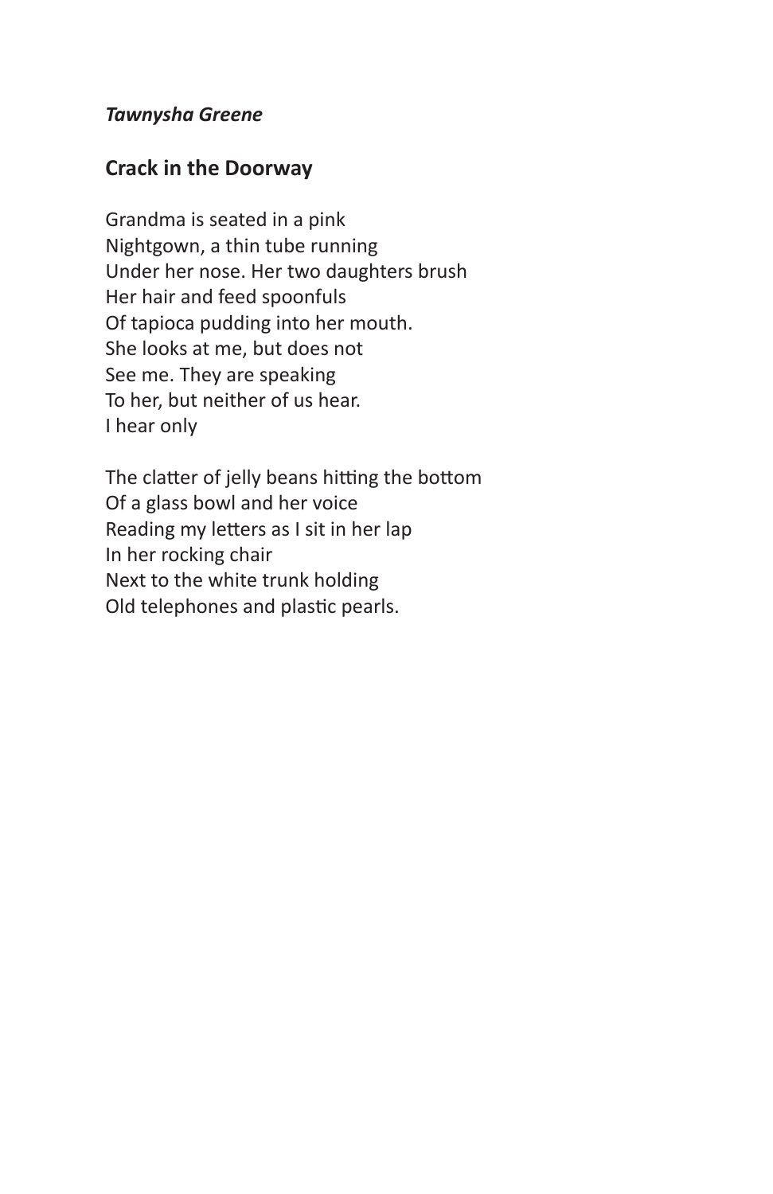*Tawnysha Greene*

## Crack in the Doorway

Grandma is seated in a pink  
Nightgown, a thin tube running  
Under her nose. Her two daughters brush  
Her hair and feed spoonfuls  
Of tapioca pudding into her mouth.  
She looks at me, but does not  
See me. They are speaking  
To her, but neither of us hear.  
I hear only

The clatter of jelly beans hitting the bottom  
Of a glass bowl and her voice  
Reading my letters as I sit in her lap  
In her rocking chair  
Next to the white trunk holding  
Old telephones and plastic pearls.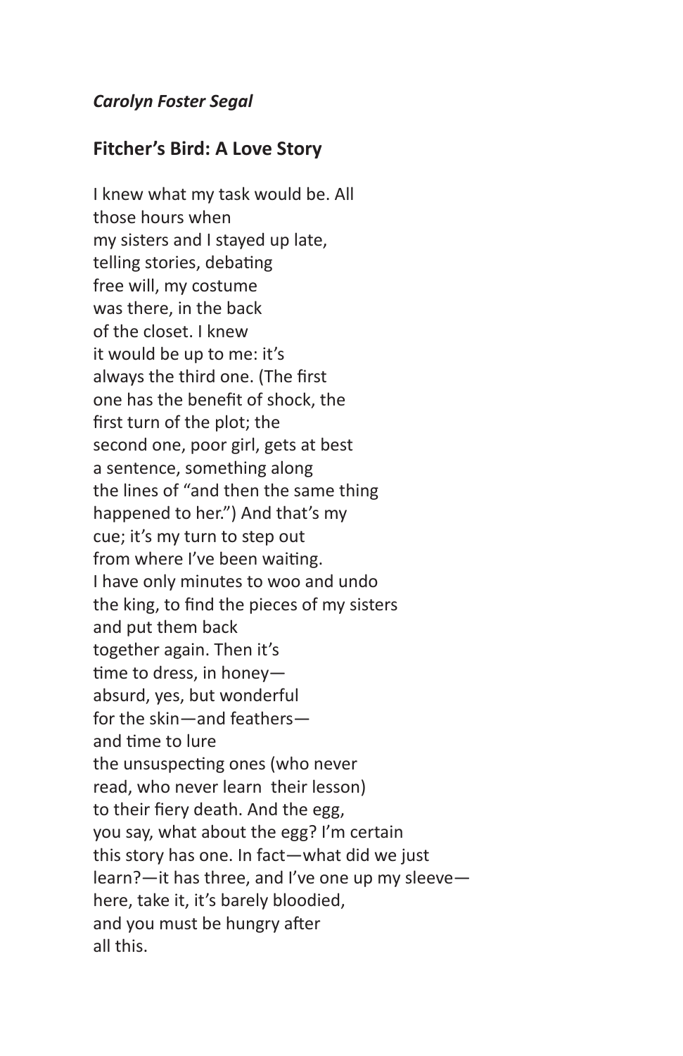*Carolyn Foster Segal*

## Fitcher's Bird: A Love Story

I knew what my task would be. All  
those hours when  
my sisters and I stayed up late,  
telling stories, debating  
free will, my costume  
was there, in the back  
of the closet. I knew  
it would be up to me: it's  
always the third one. (The first  
one has the benefit of shock, the  
first turn of the plot; the  
second one, poor girl, gets at best  
a sentence, something along  
the lines of "and then the same thing  
happened to her.") And that's my  
cue; it's my turn to step out  
from where I've been waiting.  
I have only minutes to woo and undo  
the king, to find the pieces of my sisters  
and put them back  
together again. Then it's  
time to dress, in honey—  
absurd, yes, but wonderful  
for the skin—and feathers—  
and time to lure  
the unsuspecting ones (who never  
read, who never learn their lesson)  
to their fiery death. And the egg,  
you say, what about the egg? I'm certain  
this story has one. In fact—what did we just  
learn?—it has three, and I've one up my sleeve—  
here, take it, it's barely bloodied,  
and you must be hungry after  
all this.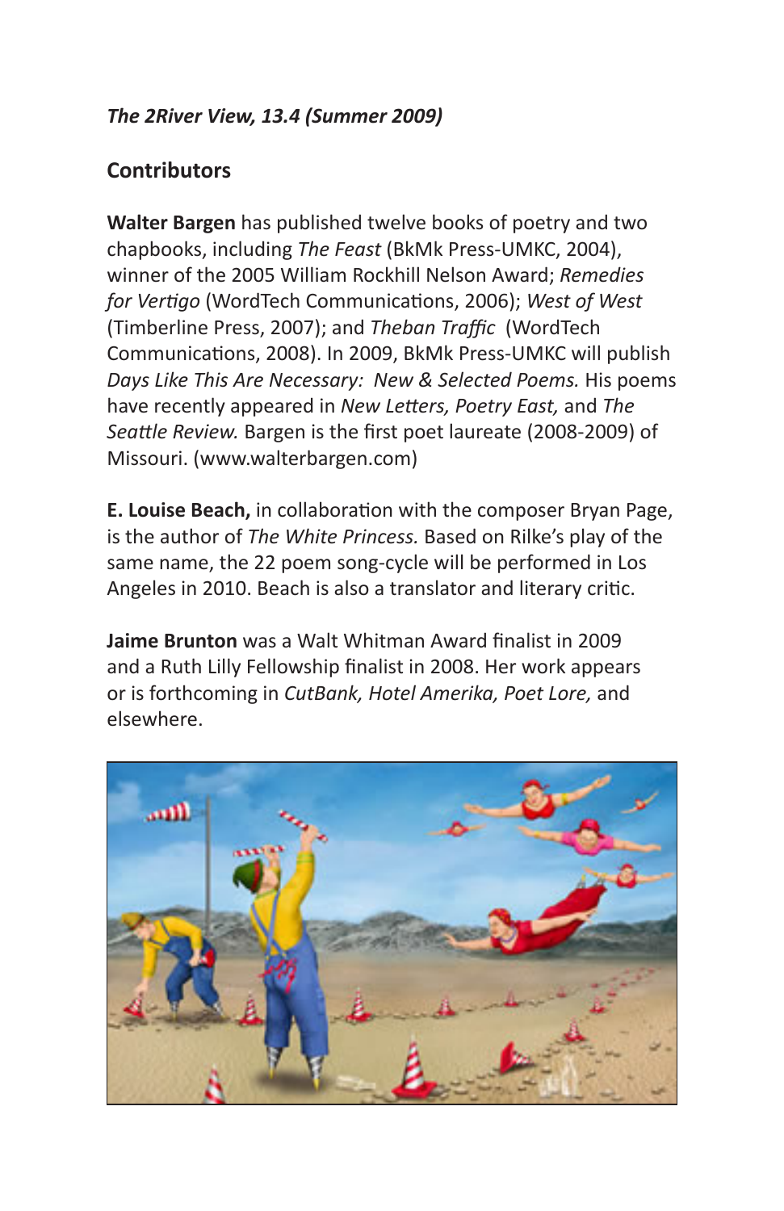*The 2River View, 13.4 (Summer 2009)*

## Contributors

**Walter Bargen** has published twelve books of poetry and two chapbooks, including *The Feast* (BkMk Press-UMKC, 2004), winner of the 2005 William Rockhill Nelson Award; *Remedies for Vertigo* (WordTech Communications, 2006); *West of West* (Timberline Press, 2007); and *Theban Traffic* (WordTech Communications, 2008). In 2009, BkMk Press-UMKC will publish *Days Like This Are Necessary: New & Selected Poems.* His poems have recently appeared in *New Letters, Poetry East,* and *The Seattle Review.* Bargen is the first poet laureate (2008-2009) of Missouri. (www.walterbargen.com)

**E. Louise Beach,** in collaboration with the composer Bryan Page, is the author of *The White Princess.* Based on Rilke's play of the same name, the 22 poem song-cycle will be performed in Los Angeles in 2010. Beach is also a translator and literary critic.

**Jaime Brunton** was a Walt Whitman Award finalist in 2009 and a Ruth Lilly Fellowship finalist in 2008. Her work appears or is forthcoming in *CutBank, Hotel Amerika, Poet Lore,* and elsewhere.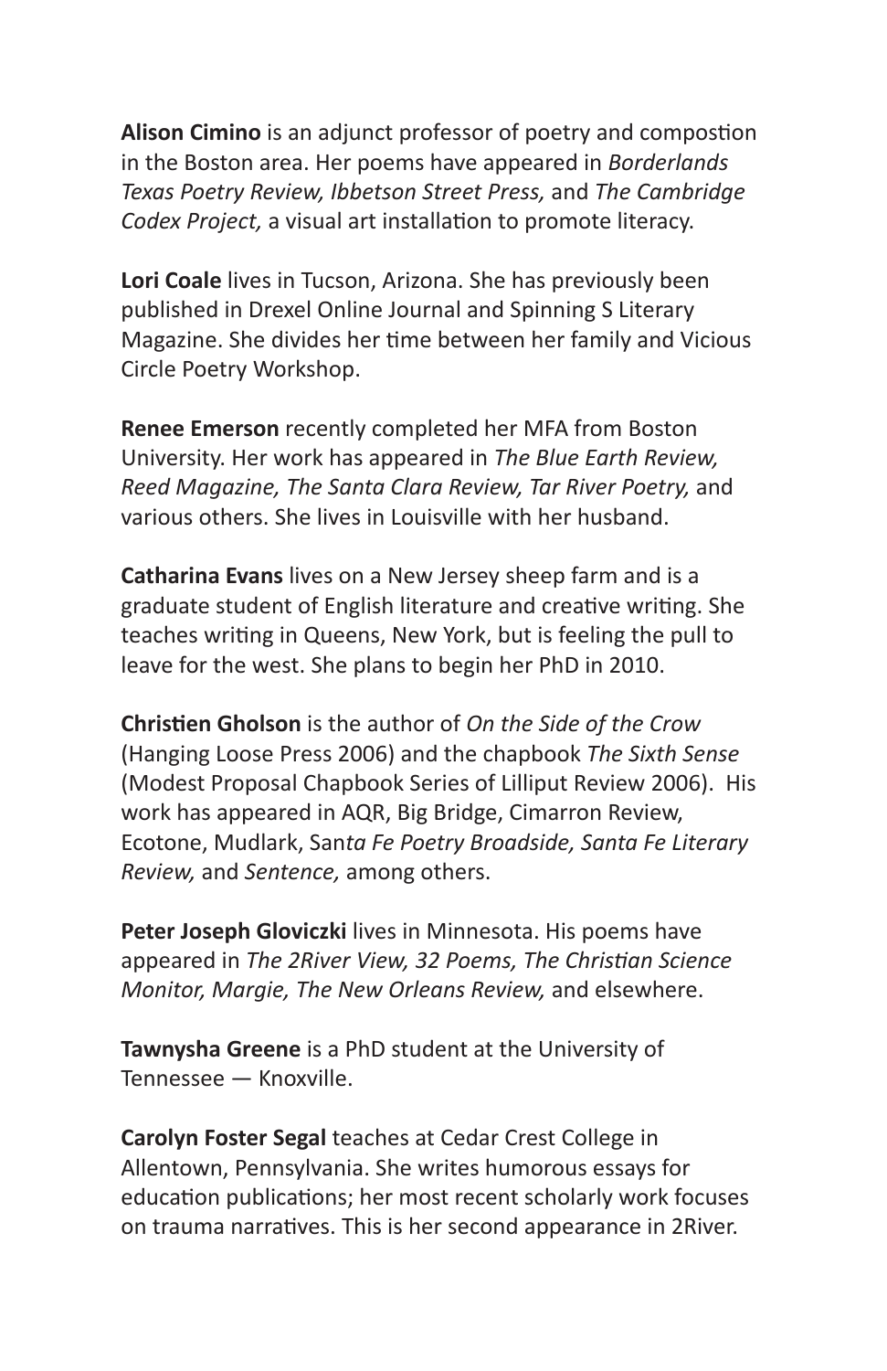**Alison Cimino** is an adjunct professor of poetry and compostion in the Boston area. Her poems have appeared in *Borderlands Texas Poetry Review, Ibbetson Street Press,* and *The Cambridge Codex Project,* a visual art installation to promote literacy.

**Lori Coale** lives in Tucson, Arizona. She has previously been published in Drexel Online Journal and Spinning S Literary Magazine. She divides her time between her family and Vicious Circle Poetry Workshop.

**Renee Emerson** recently completed her MFA from Boston University. Her work has appeared in *The Blue Earth Review, Reed Magazine, The Santa Clara Review, Tar River Poetry,* and various others. She lives in Louisville with her husband.

**Catharina Evans** lives on a New Jersey sheep farm and is a graduate student of English literature and creative writing. She teaches writing in Queens, New York, but is feeling the pull to leave for the west. She plans to begin her PhD in 2010.

**Christien Gholson** is the author of *On the Side of the Crow* (Hanging Loose Press 2006) and the chapbook *The Sixth Sense* (Modest Proposal Chapbook Series of Lilliput Review 2006). His work has appeared in AQR, Big Bridge, Cimarron Review, Ecotone, Mudlark, San*ta Fe Poetry Broadside, Santa Fe Literary Review,* and *Sentence,* among others.

**Peter Joseph Gloviczki** lives in Minnesota. His poems have appeared in *The 2River View, 32 Poems, The Christian Science Monitor, Margie, The New Orleans Review,* and elsewhere.

**Tawnysha Greene** is a PhD student at the University of Tennessee — Knoxville.

**Carolyn Foster Segal** teaches at Cedar Crest College in Allentown, Pennsylvania. She writes humorous essays for education publications; her most recent scholarly work focuses on trauma narratives. This is her second appearance in 2River.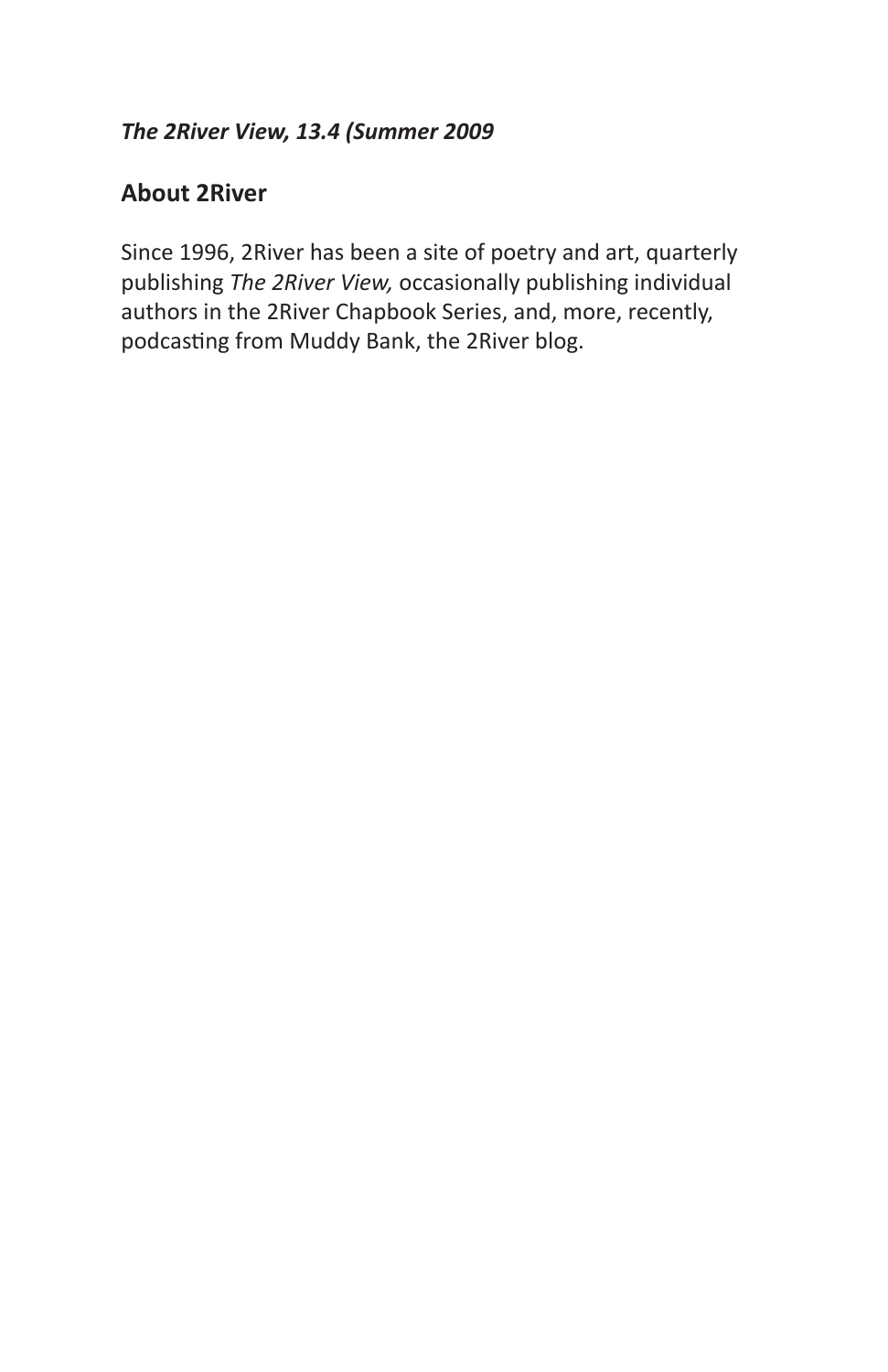*The 2River View, 13.4 (Summer 2009*

## About 2River

Since 1996, 2River has been a site of poetry and art, quarterly publishing *The 2River View,* occasionally publishing individual authors in the 2River Chapbook Series, and, more, recently, podcasting from Muddy Bank, the 2River blog.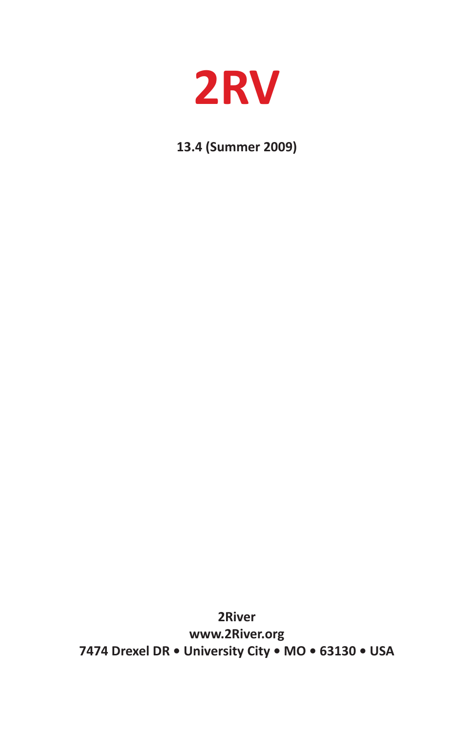# 2RV

**13.4 (Summer 2009)**

**2River**
**www.2River.org**
**7474 Drexel DR • University City • MO • 63130 • USA**